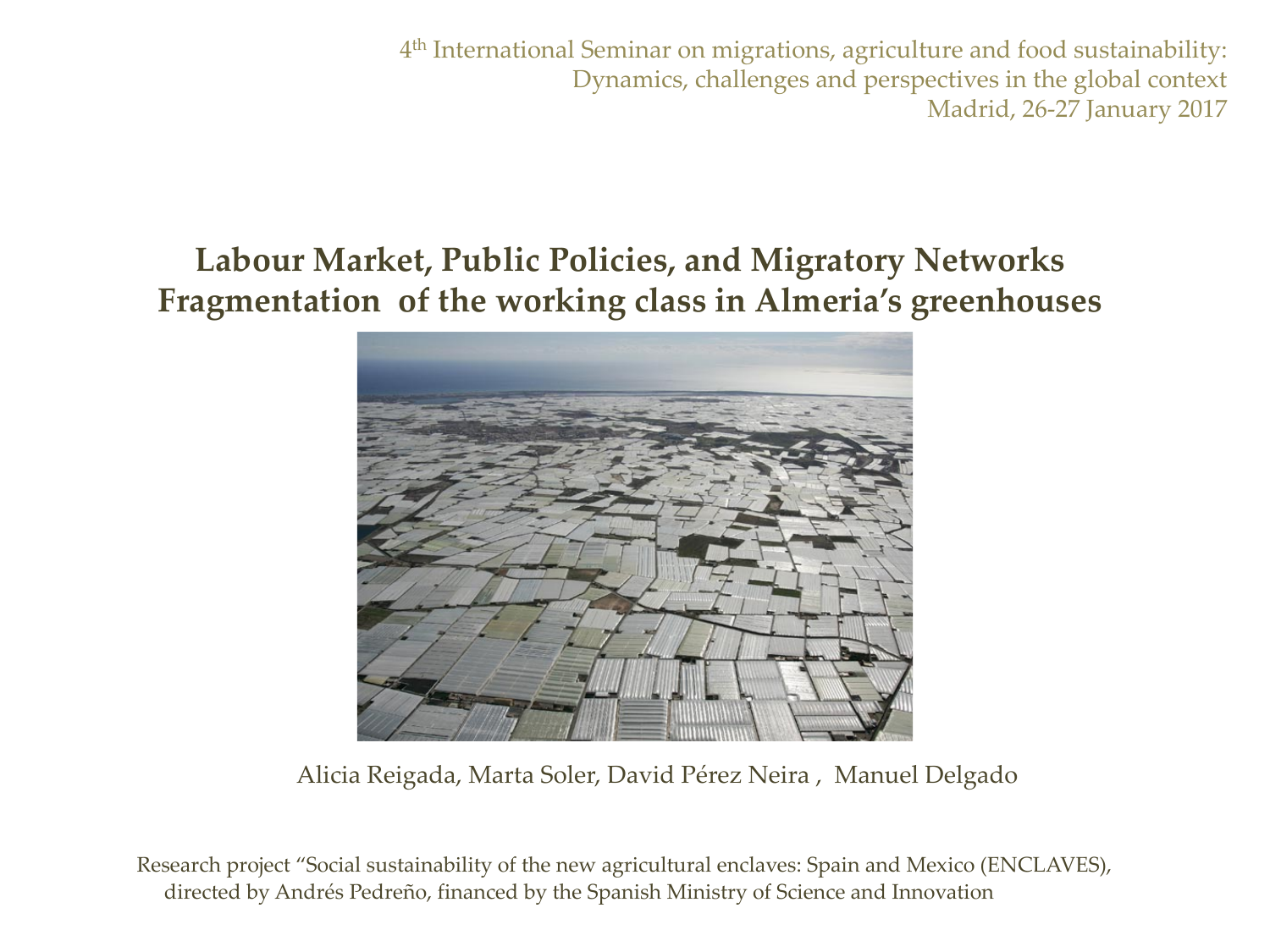4th International Seminar on migrations, agriculture and food sustainability: Dynamics, challenges and perspectives in the global context
Madrid, 26-27 January 2017

# Labour Market, Public Policies, and Migratory Networks Fragmentation of the working class in Almeria's greenhouses

Alicia Reigada, Marta Soler, David Pérez Neira , Manuel Delgado

Research project "Social sustainability of the new agricultural enclaves: Spain and Mexico (ENCLAVES), directed by Andrés Pedreño, financed by the Spanish Ministry of Science and Innovation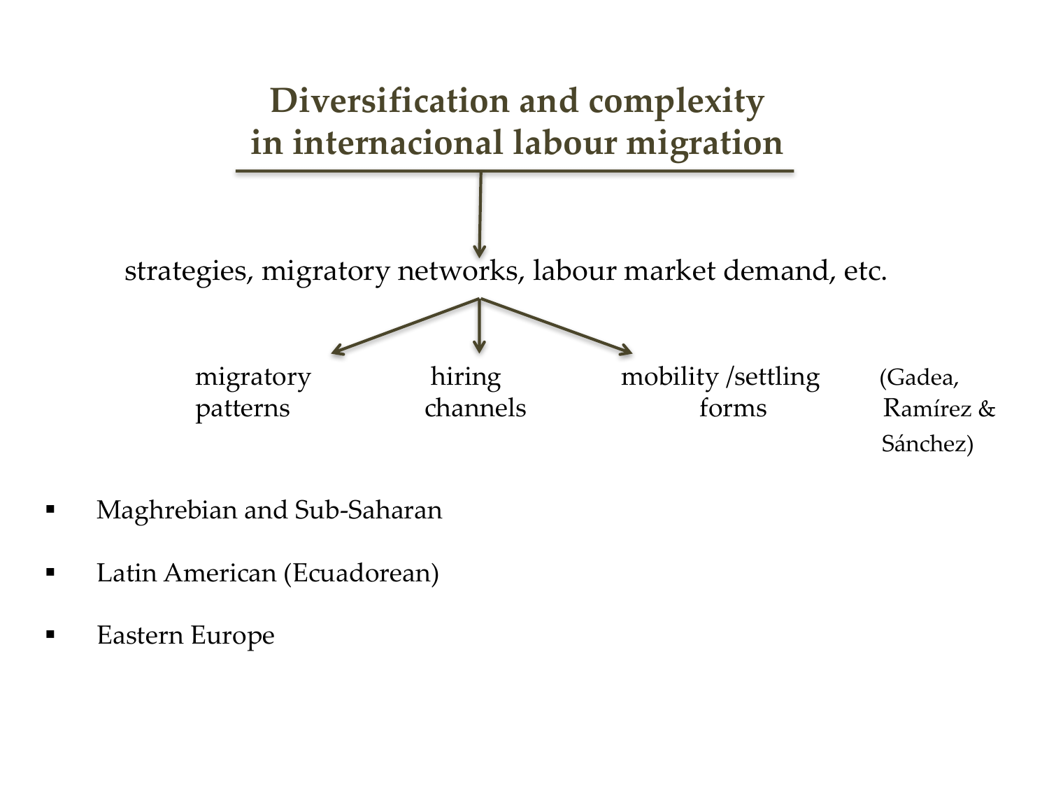# Diversification and complexity in internacional labour migration

strategies, migratory networks, labour market demand, etc.

migratory patterns | hiring channels | mobility /settling forms (Gadea, Ramírez & Sánchez)

- Maghrebian and Sub-Saharan
- Latin American (Ecuadorean)
- Eastern Europe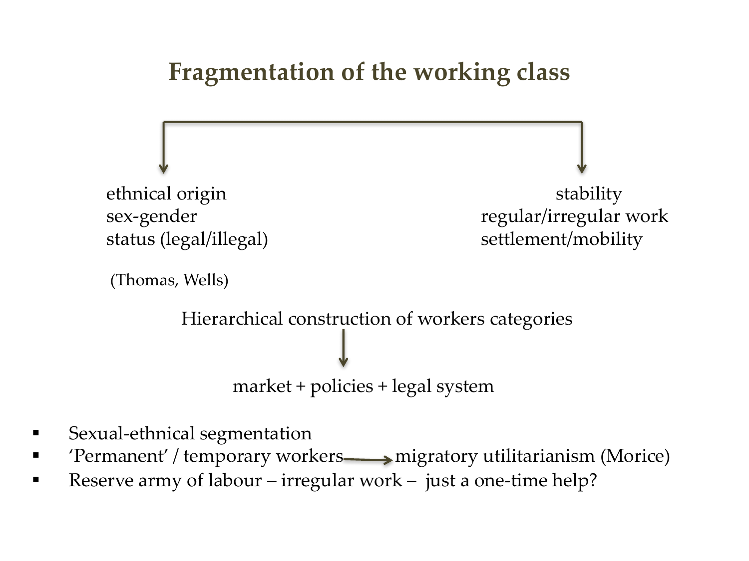# Fragmentation of the working class

ethnical origin
sex-gender
status (legal/illegal)

(Thomas, Wells)

stability
regular/irregular work
settlement/mobility

Hierarchical construction of workers categories

↓

market + policies + legal system

- Sexual-ethnical segmentation
- 'Permanent' / temporary workers → migratory utilitarianism (Morice)
- Reserve army of labour – irregular work – just a one-time help?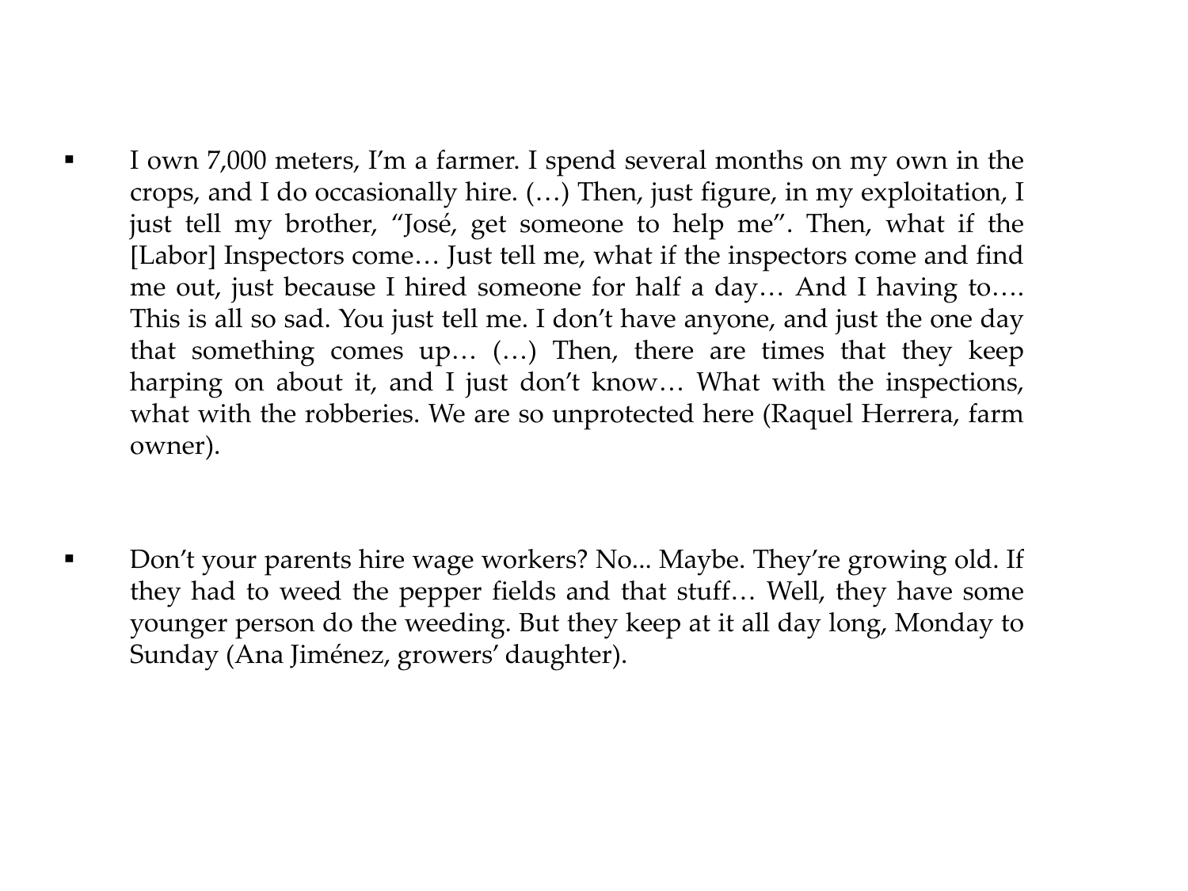- I own 7,000 meters, I'm a farmer. I spend several months on my own in the crops, and I do occasionally hire. (…) Then, just figure, in my exploitation, I just tell my brother, "José, get someone to help me". Then, what if the [Labor] Inspectors come… Just tell me, what if the inspectors come and find me out, just because I hired someone for half a day… And I having to…. This is all so sad. You just tell me. I don't have anyone, and just the one day that something comes up… (…) Then, there are times that they keep harping on about it, and I just don't know… What with the inspections, what with the robberies. We are so unprotected here (Raquel Herrera, farm owner).

- Don't your parents hire wage workers? No... Maybe. They're growing old. If they had to weed the pepper fields and that stuff… Well, they have some younger person do the weeding. But they keep at it all day long, Monday to Sunday (Ana Jiménez, growers' daughter).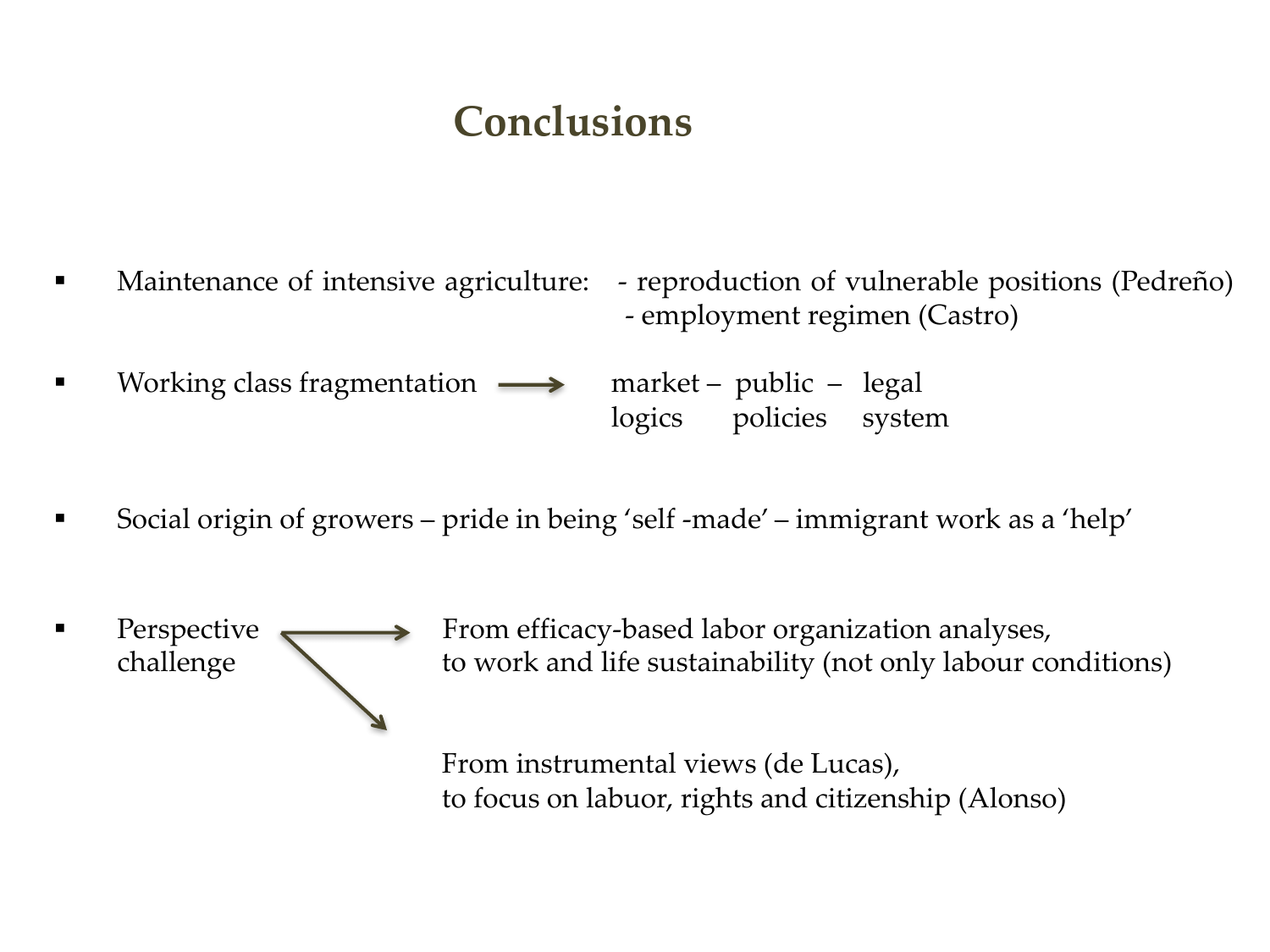# Conclusions

- Maintenance of intensive agriculture:
  - reproduction of vulnerable positions (Pedreño)
  - employment regimen (Castro)

- Working class fragmentation ⟶ market logics – public policies – legal system

- Social origin of growers – pride in being 'self -made' – immigrant work as a 'help'

- Perspective challenge
  - → From efficacy-based labor organization analyses, to work and life sustainability (not only labour conditions)
  - → From instrumental views (de Lucas), to focus on labuor, rights and citizenship (Alonso)